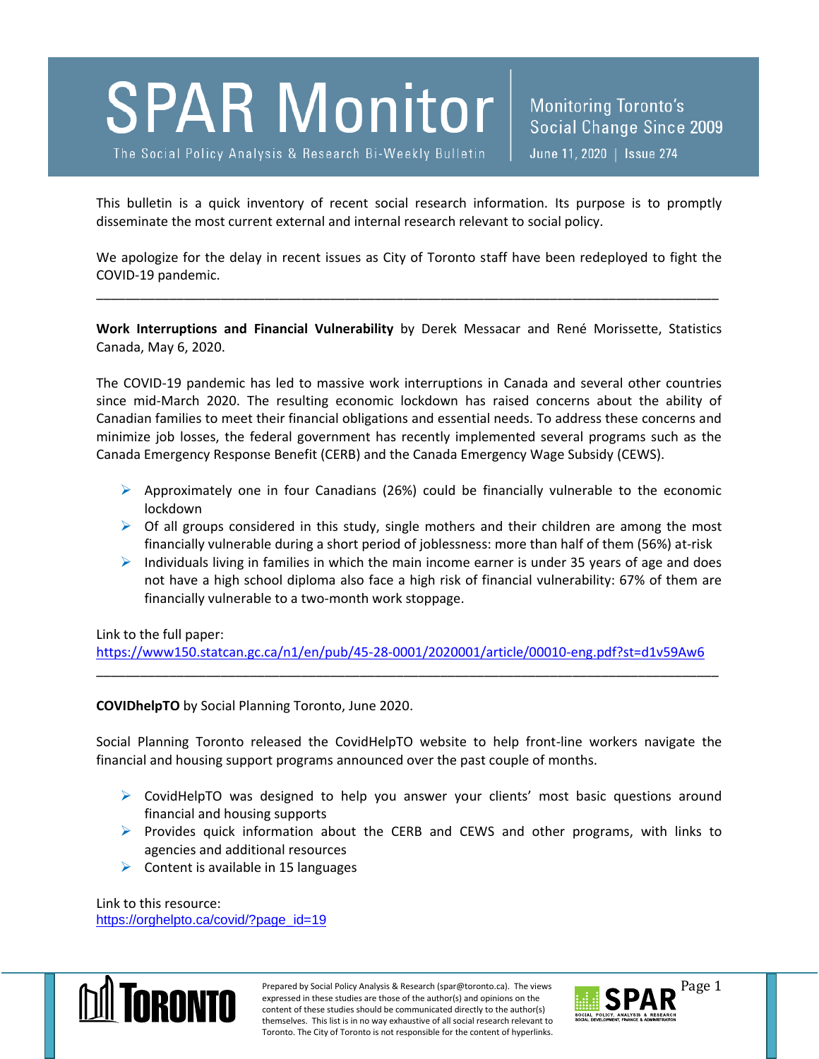# SPAR Monitor

The Social Policy Analysis & Research Bi-Weekly Bulletin

Monitoring Toronto's Social Change Since 2009

June 11, 2020 | Issue 274

This bulletin is a quick inventory of recent social research information. Its purpose is to promptly disseminate the most current external and internal research relevant to social policy.

We apologize for the delay in recent issues as City of Toronto staff have been redeployed to fight the COVID-19 pandemic.

---

**Work Interruptions and Financial Vulnerability** by Derek Messacar and René Morissette, Statistics Canada, May 6, 2020.

The COVID-19 pandemic has led to massive work interruptions in Canada and several other countries since mid-March 2020. The resulting economic lockdown has raised concerns about the ability of Canadian families to meet their financial obligations and essential needs. To address these concerns and minimize job losses, the federal government has recently implemented several programs such as the Canada Emergency Response Benefit (CERB) and the Canada Emergency Wage Subsidy (CEWS).

- Approximately one in four Canadians (26%) could be financially vulnerable to the economic lockdown
- Of all groups considered in this study, single mothers and their children are among the most financially vulnerable during a short period of joblessness: more than half of them (56%) at-risk
- Individuals living in families in which the main income earner is under 35 years of age and does not have a high school diploma also face a high risk of financial vulnerability: 67% of them are financially vulnerable to a two-month work stoppage.

Link to the full paper:
https://www150.statcan.gc.ca/n1/en/pub/45-28-0001/2020001/article/00010-eng.pdf?st=d1v59Aw6

---

**COVIDhelpTO** by Social Planning Toronto, June 2020.

Social Planning Toronto released the CovidHelpTO website to help front-line workers navigate the financial and housing support programs announced over the past couple of months.

- CovidHelpTO was designed to help you answer your clients' most basic questions around financial and housing supports
- Provides quick information about the CERB and CEWS and other programs, with links to agencies and additional resources
- Content is available in 15 languages

Link to this resource:
https://orghelpto.ca/covid/?page_id=19

Prepared by Social Policy Analysis & Research (spar@toronto.ca). The views expressed in these studies are those of the author(s) and opinions on the content of these studies should be communicated directly to the author(s) themselves. This list is in no way exhaustive of all social research relevant to Toronto. The City of Toronto is not responsible for the content of hyperlinks.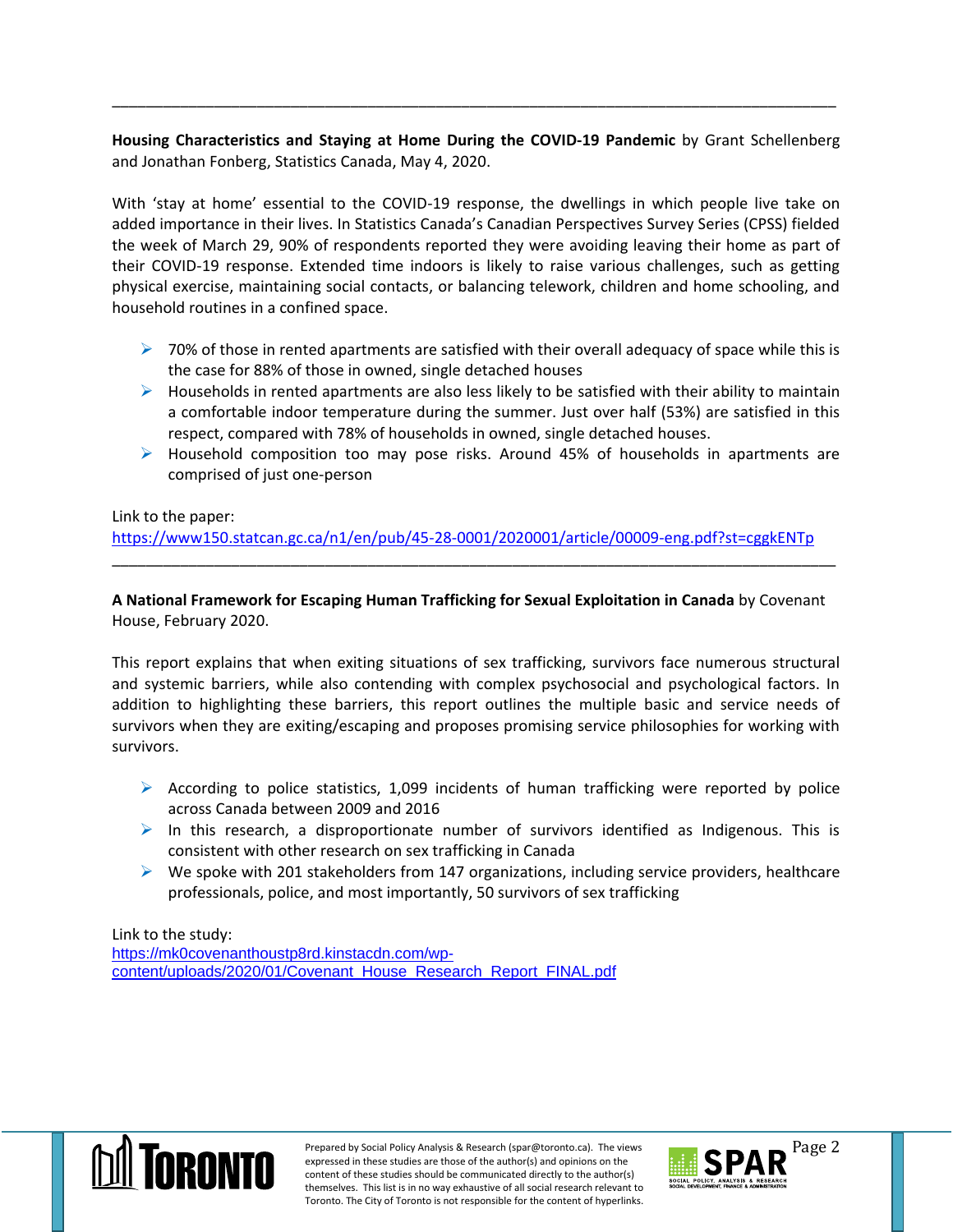---

**Housing Characteristics and Staying at Home During the COVID-19 Pandemic** by Grant Schellenberg and Jonathan Fonberg, Statistics Canada, May 4, 2020.

With 'stay at home' essential to the COVID-19 response, the dwellings in which people live take on added importance in their lives. In Statistics Canada's Canadian Perspectives Survey Series (CPSS) fielded the week of March 29, 90% of respondents reported they were avoiding leaving their home as part of their COVID-19 response. Extended time indoors is likely to raise various challenges, such as getting physical exercise, maintaining social contacts, or balancing telework, children and home schooling, and household routines in a confined space.

- 70% of those in rented apartments are satisfied with their overall adequacy of space while this is the case for 88% of those in owned, single detached houses
- Households in rented apartments are also less likely to be satisfied with their ability to maintain a comfortable indoor temperature during the summer. Just over half (53%) are satisfied in this respect, compared with 78% of households in owned, single detached houses.
- Household composition too may pose risks. Around 45% of households in apartments are comprised of just one-person

Link to the paper:
https://www150.statcan.gc.ca/n1/en/pub/45-28-0001/2020001/article/00009-eng.pdf?st=cggkENTp

---

**A National Framework for Escaping Human Trafficking for Sexual Exploitation in Canada** by Covenant House, February 2020.

This report explains that when exiting situations of sex trafficking, survivors face numerous structural and systemic barriers, while also contending with complex psychosocial and psychological factors. In addition to highlighting these barriers, this report outlines the multiple basic and service needs of survivors when they are exiting/escaping and proposes promising service philosophies for working with survivors.

- According to police statistics, 1,099 incidents of human trafficking were reported by police across Canada between 2009 and 2016
- In this research, a disproportionate number of survivors identified as Indigenous. This is consistent with other research on sex trafficking in Canada
- We spoke with 201 stakeholders from 147 organizations, including service providers, healthcare professionals, police, and most importantly, 50 survivors of sex trafficking

Link to the study:
https://mk0covenanthoustp8rd.kinstacdn.com/wp-content/uploads/2020/01/Covenant_House_Research_Report_FINAL.pdf

Prepared by Social Policy Analysis & Research (spar@toronto.ca). The views expressed in these studies are those of the author(s) and opinions on the content of these studies should be communicated directly to the author(s) themselves. This list is in no way exhaustive of all social research relevant to Toronto. The City of Toronto is not responsible for the content of hyperlinks.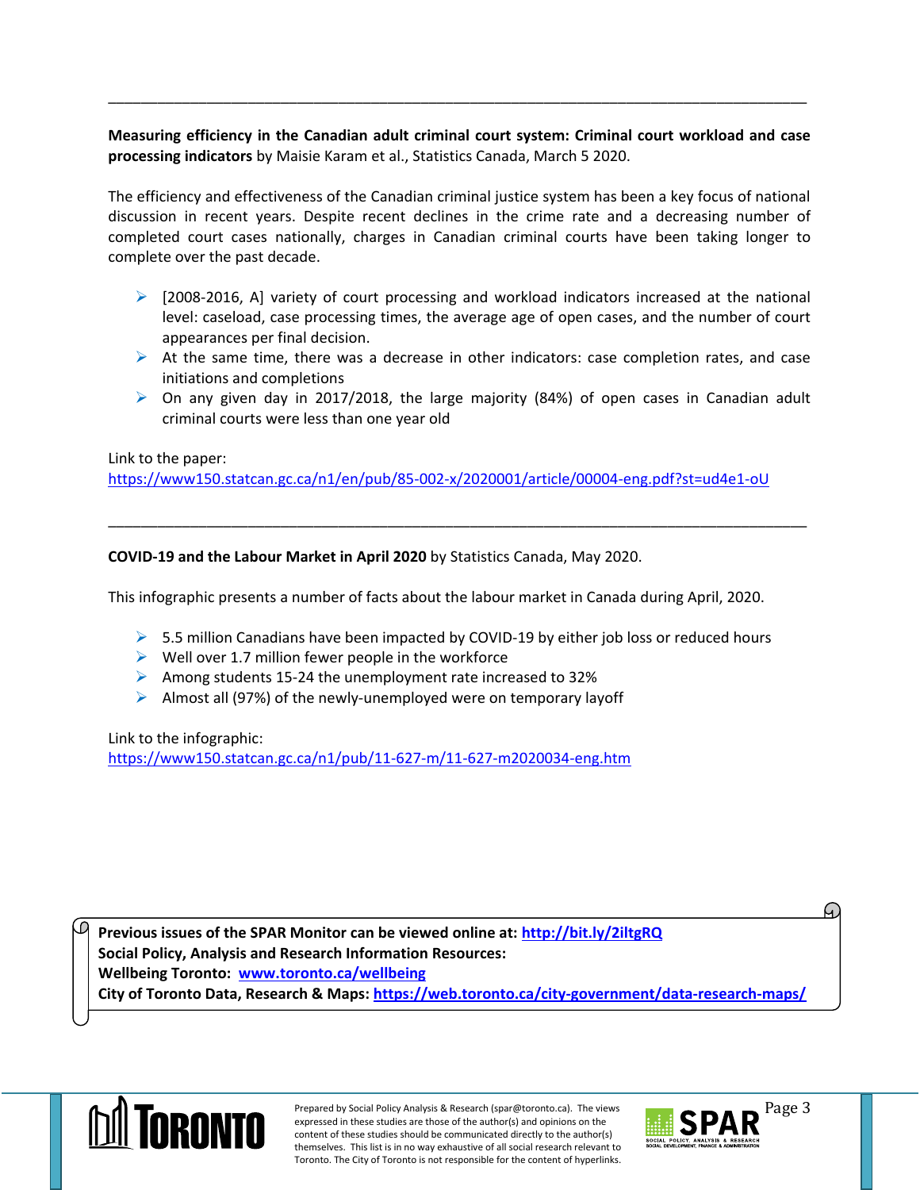---

**Measuring efficiency in the Canadian adult criminal court system: Criminal court workload and case processing indicators** by Maisie Karam et al., Statistics Canada, March 5 2020.

The efficiency and effectiveness of the Canadian criminal justice system has been a key focus of national discussion in recent years. Despite recent declines in the crime rate and a decreasing number of completed court cases nationally, charges in Canadian criminal courts have been taking longer to complete over the past decade.

- [2008-2016, A] variety of court processing and workload indicators increased at the national level: caseload, case processing times, the average age of open cases, and the number of court appearances per final decision.
- At the same time, there was a decrease in other indicators: case completion rates, and case initiations and completions
- On any given day in 2017/2018, the large majority (84%) of open cases in Canadian adult criminal courts were less than one year old

Link to the paper:
https://www150.statcan.gc.ca/n1/en/pub/85-002-x/2020001/article/00004-eng.pdf?st=ud4e1-oU

---

**COVID-19 and the Labour Market in April 2020** by Statistics Canada, May 2020.

This infographic presents a number of facts about the labour market in Canada during April, 2020.

- 5.5 million Canadians have been impacted by COVID-19 by either job loss or reduced hours
- Well over 1.7 million fewer people in the workforce
- Among students 15-24 the unemployment rate increased to 32%
- Almost all (97%) of the newly-unemployed were on temporary layoff

Link to the infographic:
https://www150.statcan.gc.ca/n1/pub/11-627-m/11-627-m2020034-eng.htm

**Previous issues of the SPAR Monitor can be viewed online at: http://bit.ly/2iltgRQ**
**Social Policy, Analysis and Research Information Resources:**
**Wellbeing Toronto: www.toronto.ca/wellbeing**
**City of Toronto Data, Research & Maps: https://web.toronto.ca/city-government/data-research-maps/**

Prepared by Social Policy Analysis & Research (spar@toronto.ca). The views expressed in these studies are those of the author(s) and opinions on the content of these studies should be communicated directly to the author(s) themselves. This list is in no way exhaustive of all social research relevant to Toronto. The City of Toronto is not responsible for the content of hyperlinks.